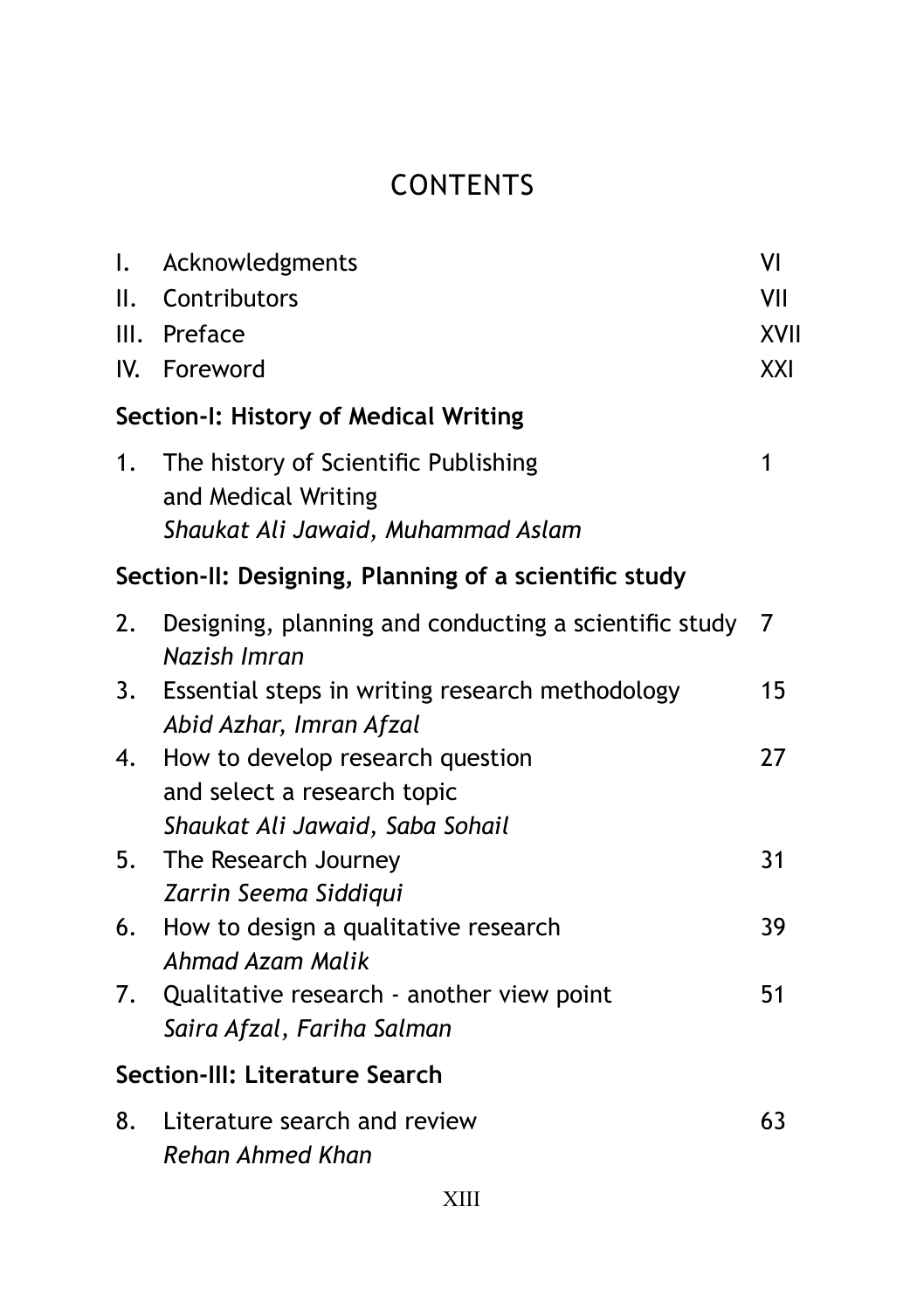# CONTENTS

| | | |
|---|---|---|
| I. | Acknowledgments | VI |
| II. | Contributors | VII |
| III. | Preface | XVII |
| IV. | Foreword | XXI |

**Section-I: History of Medical Writing**

| | | |
|---|---|---|
| 1. | The history of Scientific Publishing and Medical Writing<br>*Shaukat Ali Jawaid, Muhammad Aslam* | 1 |

**Section-II: Designing, Planning of a scientific study**

| | | |
|---|---|---|
| 2. | Designing, planning and conducting a scientific study<br>*Nazish Imran* | 7 |
| 3. | Essential steps in writing research methodology<br>*Abid Azhar, Imran Afzal* | 15 |
| 4. | How to develop research question and select a research topic<br>*Shaukat Ali Jawaid, Saba Sohail* | 27 |
| 5. | The Research Journey<br>*Zarrin Seema Siddiqui* | 31 |
| 6. | How to design a qualitative research<br>*Ahmad Azam Malik* | 39 |
| 7. | Qualitative research - another view point<br>*Saira Afzal, Fariha Salman* | 51 |

**Section-III: Literature Search**

| | | |
|---|---|---|
| 8. | Literature search and review<br>*Rehan Ahmed Khan* | 63 |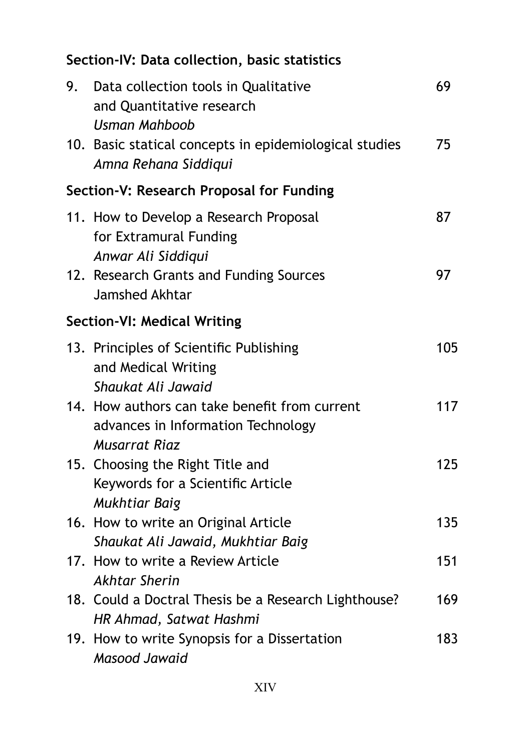**Section-IV: Data collection, basic statistics**

9. Data collection tools in Qualitative and Quantitative research — 69
   *Usman Mahboob*
10. Basic statical concepts in epidemiological studies — 75
    *Amna Rehana Siddiqui*

**Section-V: Research Proposal for Funding**

11. How to Develop a Research Proposal for Extramural Funding — 87
    *Anwar Ali Siddiqui*
12. Research Grants and Funding Sources — 97
    Jamshed Akhtar

**Section-VI: Medical Writing**

13. Principles of Scientific Publishing and Medical Writing — 105
    *Shaukat Ali Jawaid*
14. How authors can take benefit from current advances in Information Technology — 117
    *Musarrat Riaz*
15. Choosing the Right Title and Keywords for a Scientific Article — 125
    *Mukhtiar Baig*
16. How to write an Original Article — 135
    *Shaukat Ali Jawaid, Mukhtiar Baig*
17. How to write a Review Article — 151
    *Akhtar Sherin*
18. Could a Doctral Thesis be a Research Lighthouse? — 169
    *HR Ahmad, Satwat Hashmi*
19. How to write Synopsis for a Dissertation — 183
    *Masood Jawaid*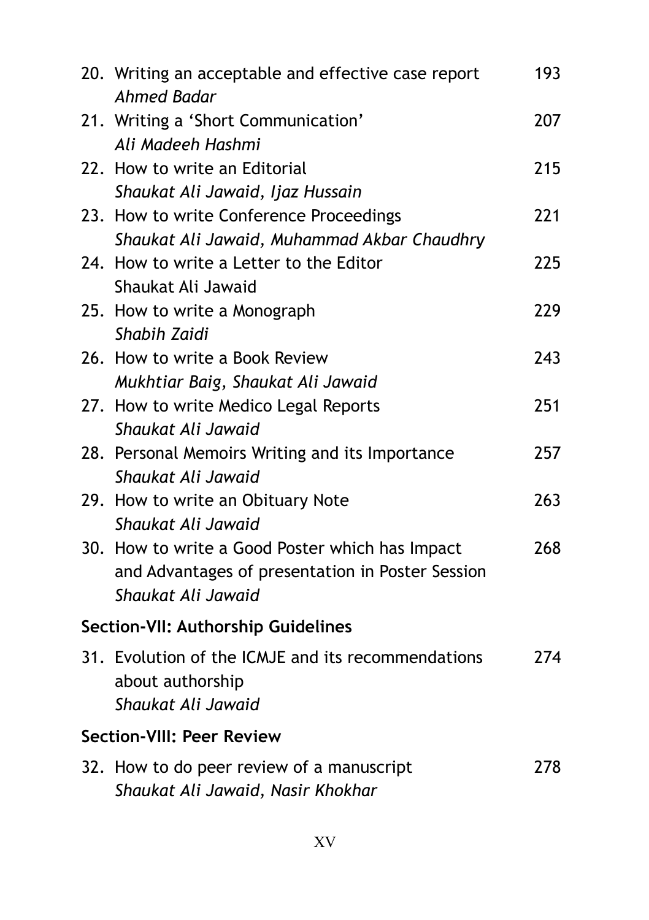20. Writing an acceptable and effective case report — 193
    *Ahmed Badar*
21. Writing a 'Short Communication' — 207
    *Ali Madeeh Hashmi*
22. How to write an Editorial — 215
    *Shaukat Ali Jawaid, Ijaz Hussain*
23. How to write Conference Proceedings — 221
    *Shaukat Ali Jawaid, Muhammad Akbar Chaudhry*
24. How to write a Letter to the Editor — 225
    Shaukat Ali Jawaid
25. How to write a Monograph — 229
    *Shabih Zaidi*
26. How to write a Book Review — 243
    *Mukhtiar Baig, Shaukat Ali Jawaid*
27. How to write Medico Legal Reports — 251
    *Shaukat Ali Jawaid*
28. Personal Memoirs Writing and its Importance — 257
    *Shaukat Ali Jawaid*
29. How to write an Obituary Note — 263
    *Shaukat Ali Jawaid*
30. How to write a Good Poster which has Impact and Advantages of presentation in Poster Session — 268
    *Shaukat Ali Jawaid*

**Section-VII: Authorship Guidelines**

31. Evolution of the ICMJE and its recommendations about authorship — 274
    *Shaukat Ali Jawaid*

**Section-VIII: Peer Review**

32. How to do peer review of a manuscript — 278
    *Shaukat Ali Jawaid, Nasir Khokhar*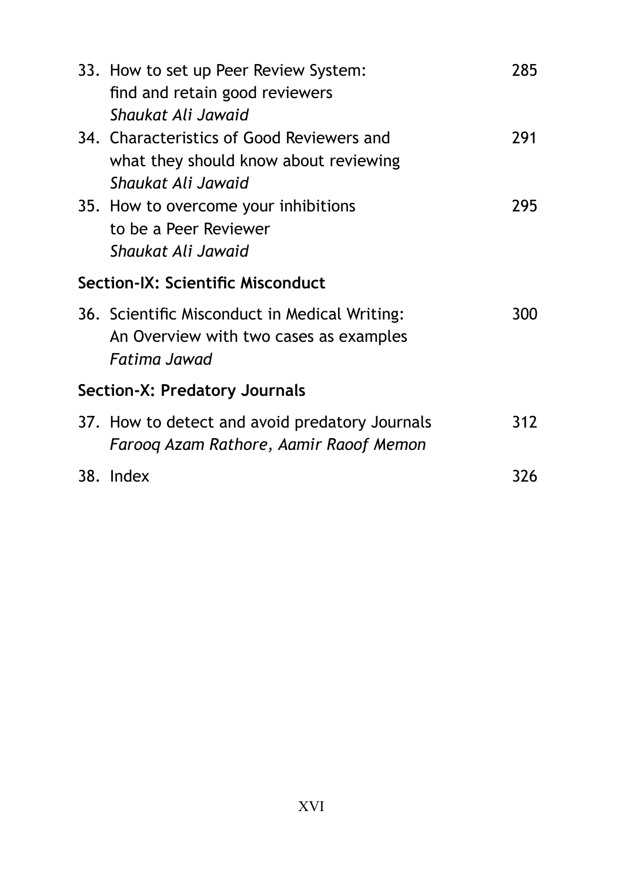33. How to set up Peer Review System: find and retain good reviewers — 285
    *Shaukat Ali Jawaid*
34. Characteristics of Good Reviewers and what they should know about reviewing — 291
    *Shaukat Ali Jawaid*
35. How to overcome your inhibitions to be a Peer Reviewer — 295
    *Shaukat Ali Jawaid*

**Section-IX: Scientific Misconduct**

36. Scientific Misconduct in Medical Writing: An Overview with two cases as examples — 300
    *Fatima Jawad*

**Section-X: Predatory Journals**

37. How to detect and avoid predatory Journals — 312
    *Farooq Azam Rathore, Aamir Raoof Memon*

38. Index — 326